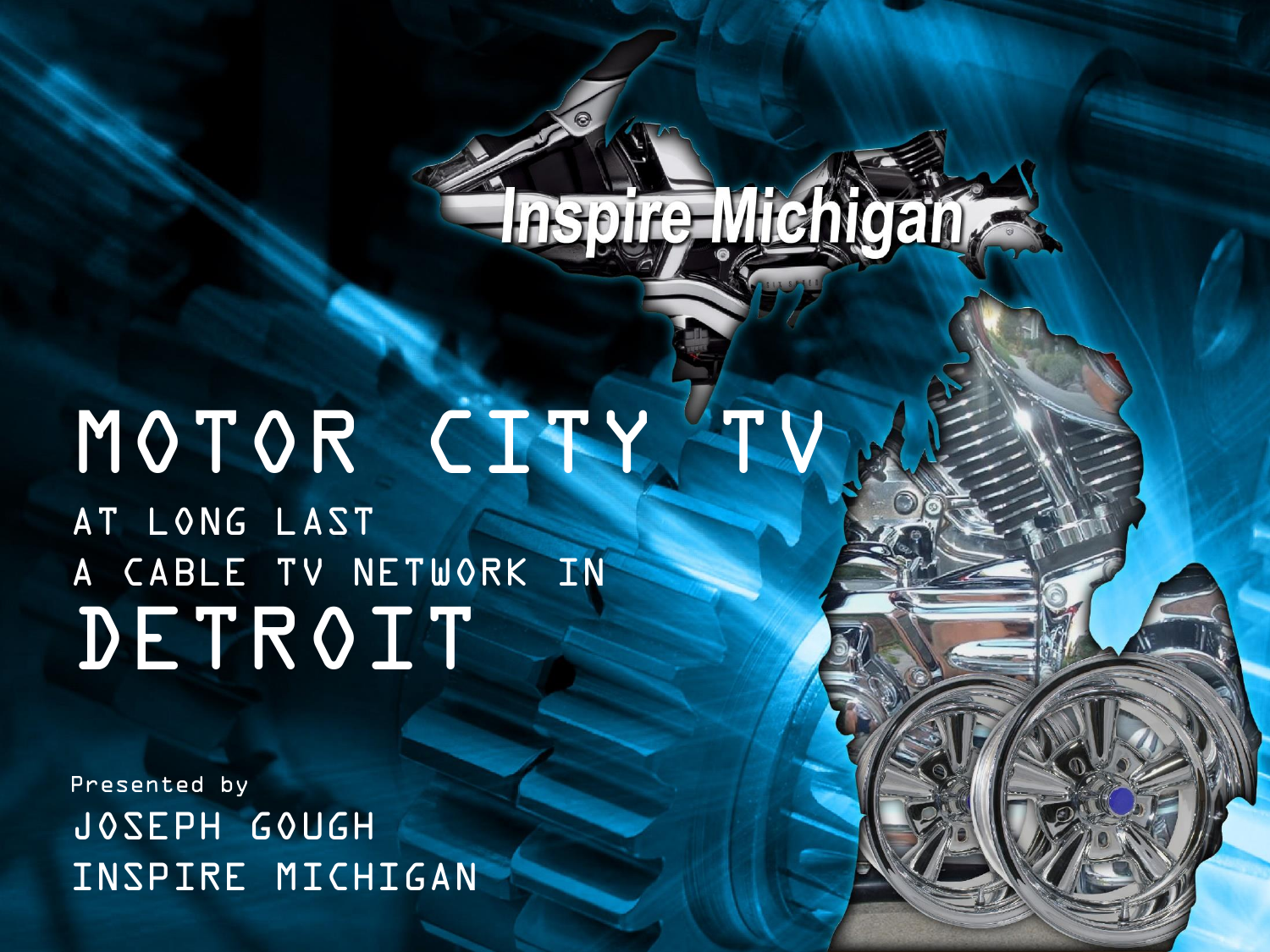Inspire Michigan

# MOTOR CITY TV

## AT LONG LAST
## A CABLE TV NETWORK IN
# DETROIT

Presented by

JOSEPH GOUGH
INSPIRE MICHIGAN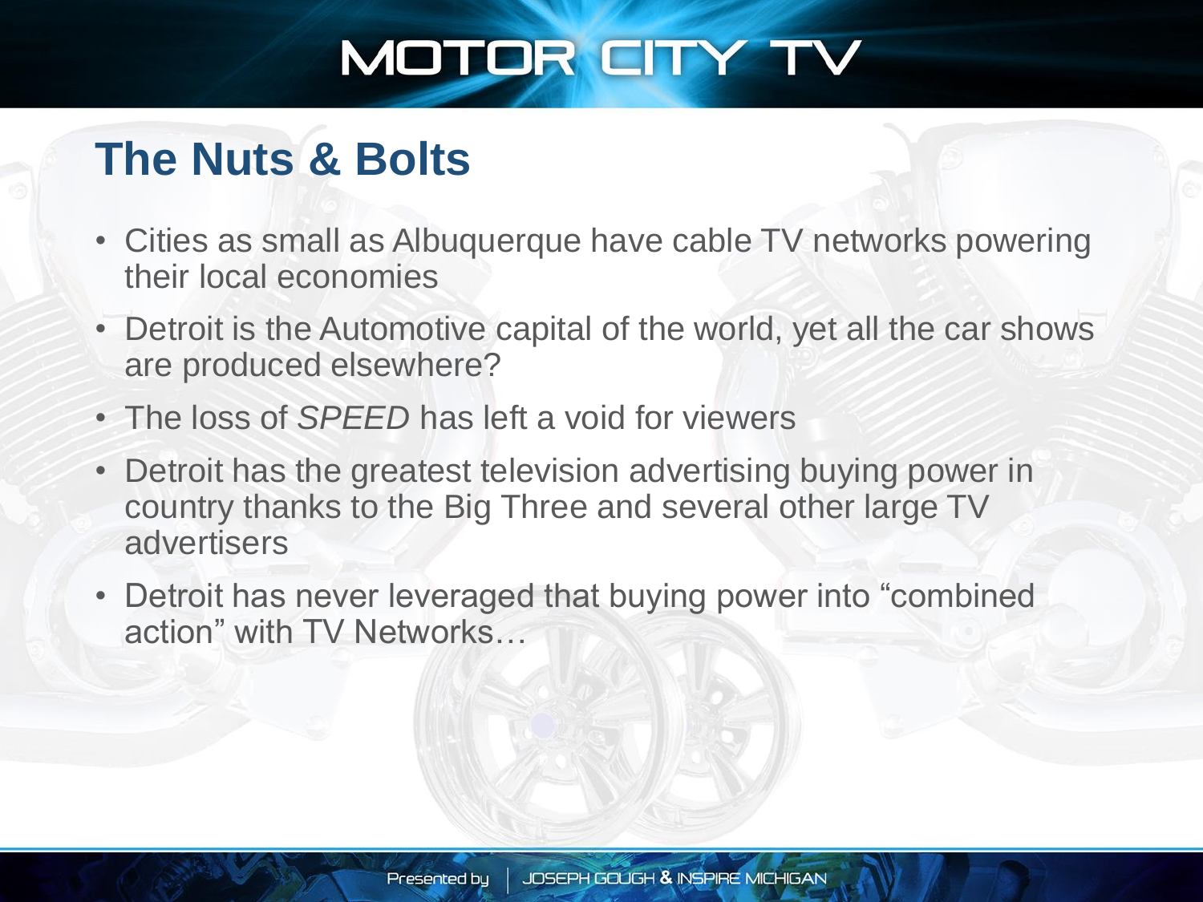## The Nuts & Bolts

- Cities as small as Albuquerque have cable TV networks powering their local economies
- Detroit is the Automotive capital of the world, yet all the car shows are produced elsewhere?
- The loss of *SPEED* has left a void for viewers
- Detroit has the greatest television advertising buying power in country thanks to the Big Three and several other large TV advertisers
- Detroit has never leveraged that buying power into “combined action” with TV Networks…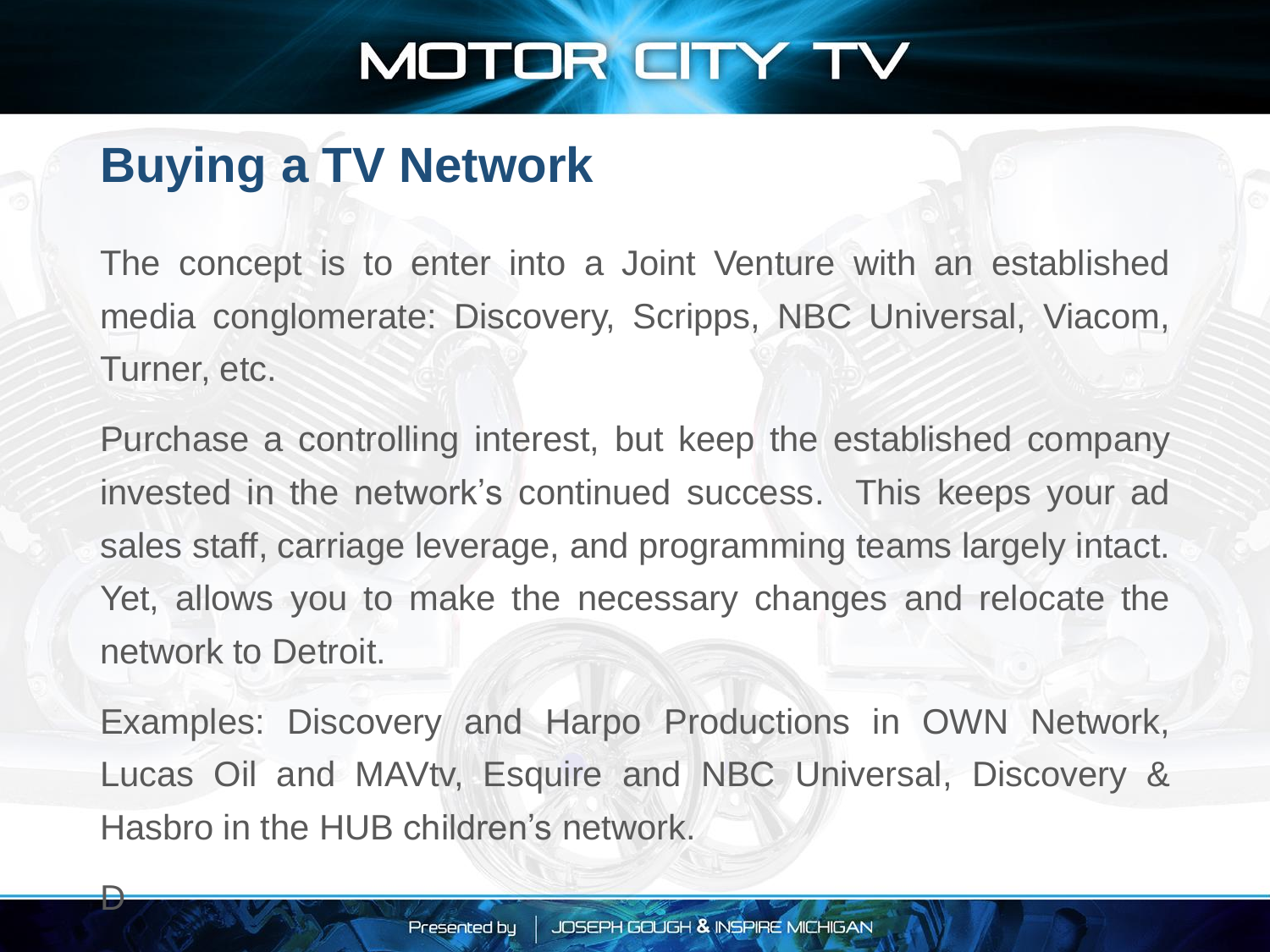## Buying a TV Network

The concept is to enter into a Joint Venture with an established media conglomerate: Discovery, Scripps, NBC Universal, Viacom, Turner, etc.

Purchase a controlling interest, but keep the established company invested in the network's continued success. This keeps your ad sales staff, carriage leverage, and programming teams largely intact. Yet, allows you to make the necessary changes and relocate the network to Detroit.

Examples: Discovery and Harpo Productions in OWN Network, Lucas Oil and MAVtv, Esquire and NBC Universal, Discovery & Hasbro in the HUB children's network.

D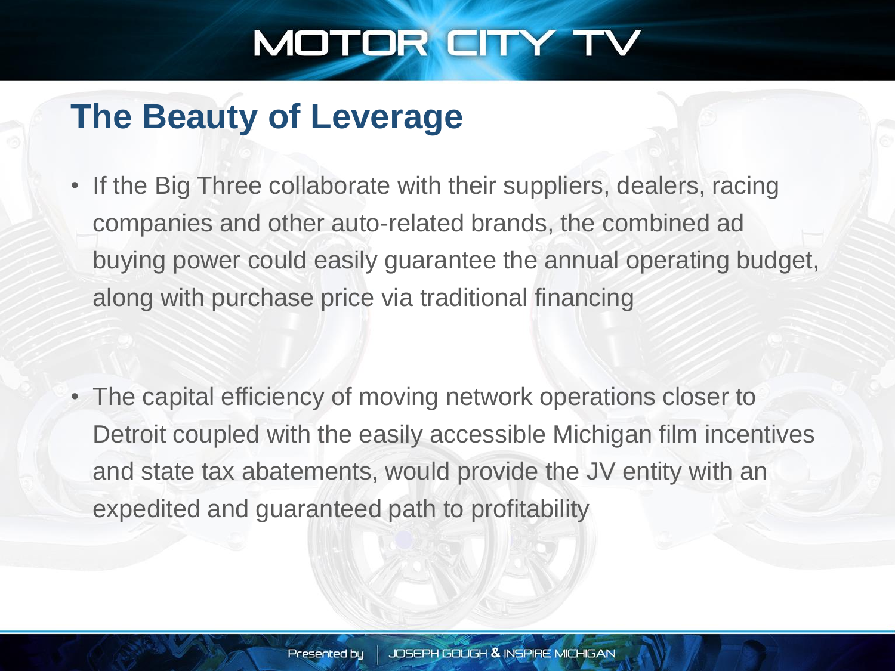## The Beauty of Leverage

- If the Big Three collaborate with their suppliers, dealers, racing companies and other auto-related brands, the combined ad buying power could easily guarantee the annual operating budget, along with purchase price via traditional financing

- The capital efficiency of moving network operations closer to Detroit coupled with the easily accessible Michigan film incentives and state tax abatements, would provide the JV entity with an expedited and guaranteed path to profitability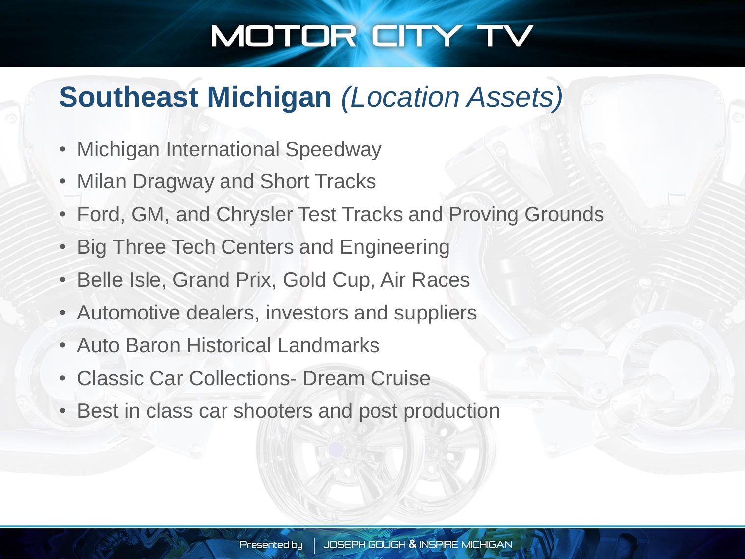# MOTOR CITY TV

## Southeast Michigan *(Location Assets)*

- Michigan International Speedway
- Milan Dragway and Short Tracks
- Ford, GM, and Chrysler Test Tracks and Proving Grounds
- Big Three Tech Centers and Engineering
- Belle Isle, Grand Prix, Gold Cup, Air Races
- Automotive dealers, investors and suppliers
- Auto Baron Historical Landmarks
- Classic Car Collections- Dream Cruise
- Best in class car shooters and post production

Presented by | JOSEPH GOUGH & INSPIRE MICHIGAN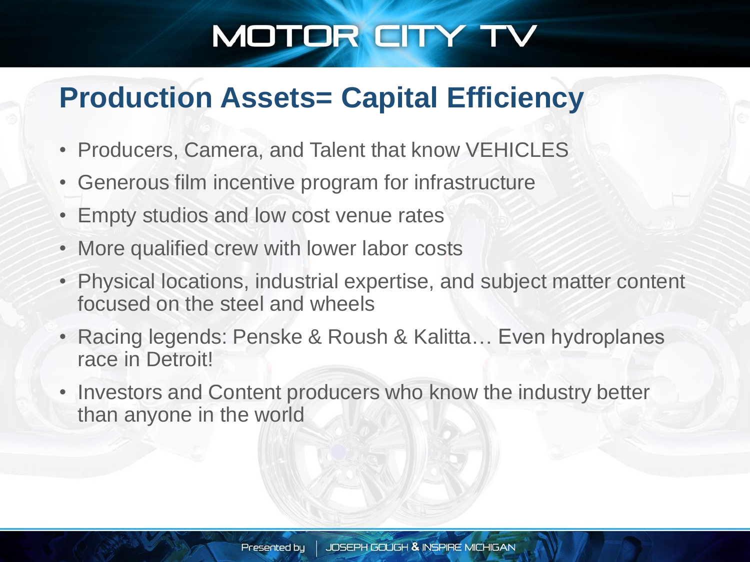# MOTOR CITY TV

## Production Assets= Capital Efficiency

- Producers, Camera, and Talent that know VEHICLES
- Generous film incentive program for infrastructure
- Empty studios and low cost venue rates
- More qualified crew with lower labor costs
- Physical locations, industrial expertise, and subject matter content focused on the steel and wheels
- Racing legends: Penske & Roush & Kalitta… Even hydroplanes race in Detroit!
- Investors and Content producers who know the industry better than anyone in the world

Presented by | JOSEPH GOUGH & INSPIRE MICHIGAN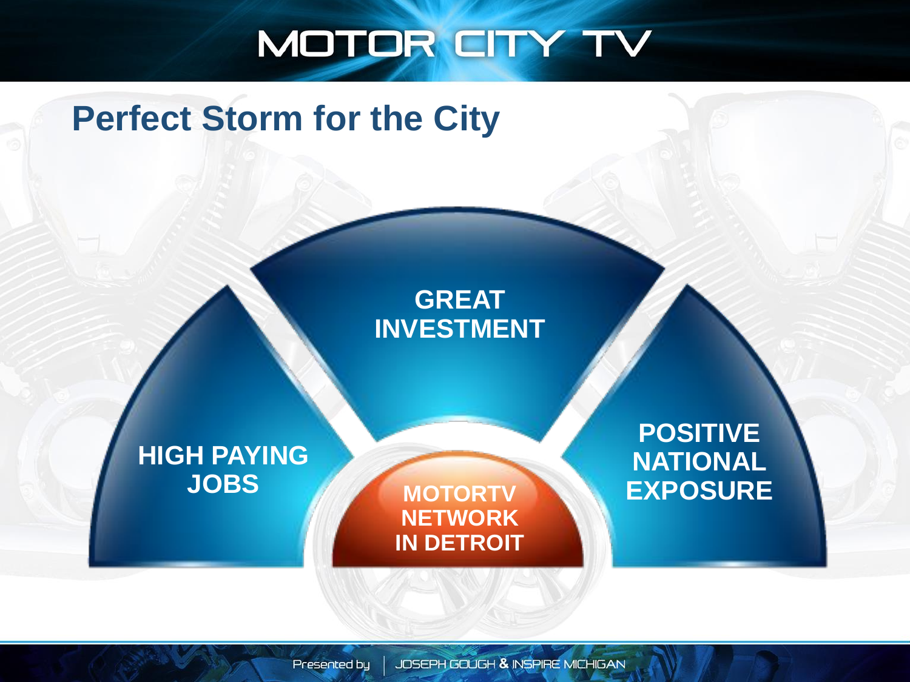# MOTOR CITY TV

## Perfect Storm for the City

**GREAT INVESTMENT**

**HIGH PAYING JOBS**

**MOTORTV NETWORK IN DETROIT**

**POSITIVE NATIONAL EXPOSURE**

Presented by | JOSEPH GOUGH & INSPIRE MICHIGAN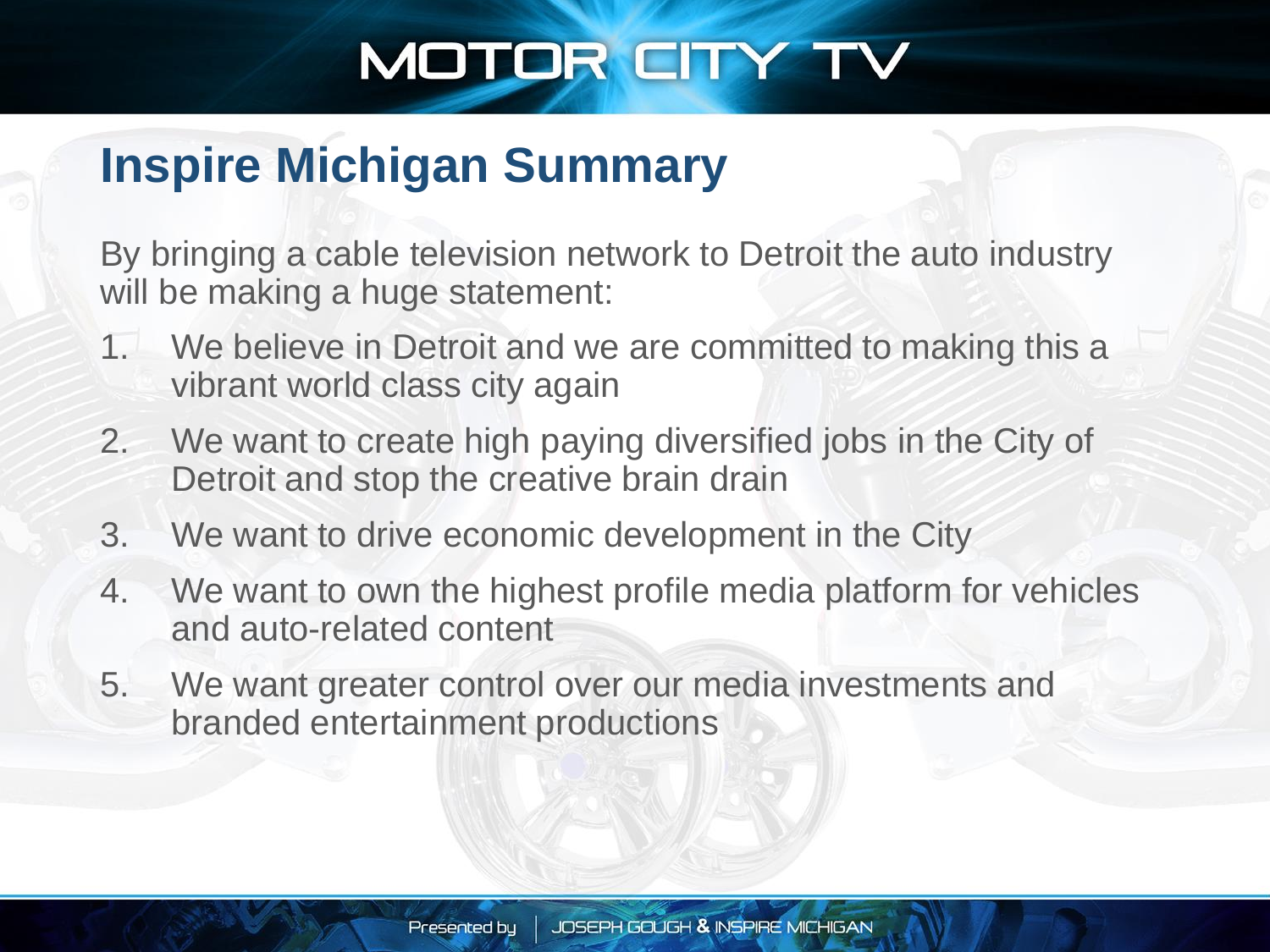# Inspire Michigan Summary

By bringing a cable television network to Detroit the auto industry will be making a huge statement:

1. We believe in Detroit and we are committed to making this a vibrant world class city again
2. We want to create high paying diversified jobs in the City of Detroit and stop the creative brain drain
3. We want to drive economic development in the City
4. We want to own the highest profile media platform for vehicles and auto-related content
5. We want greater control over our media investments and branded entertainment productions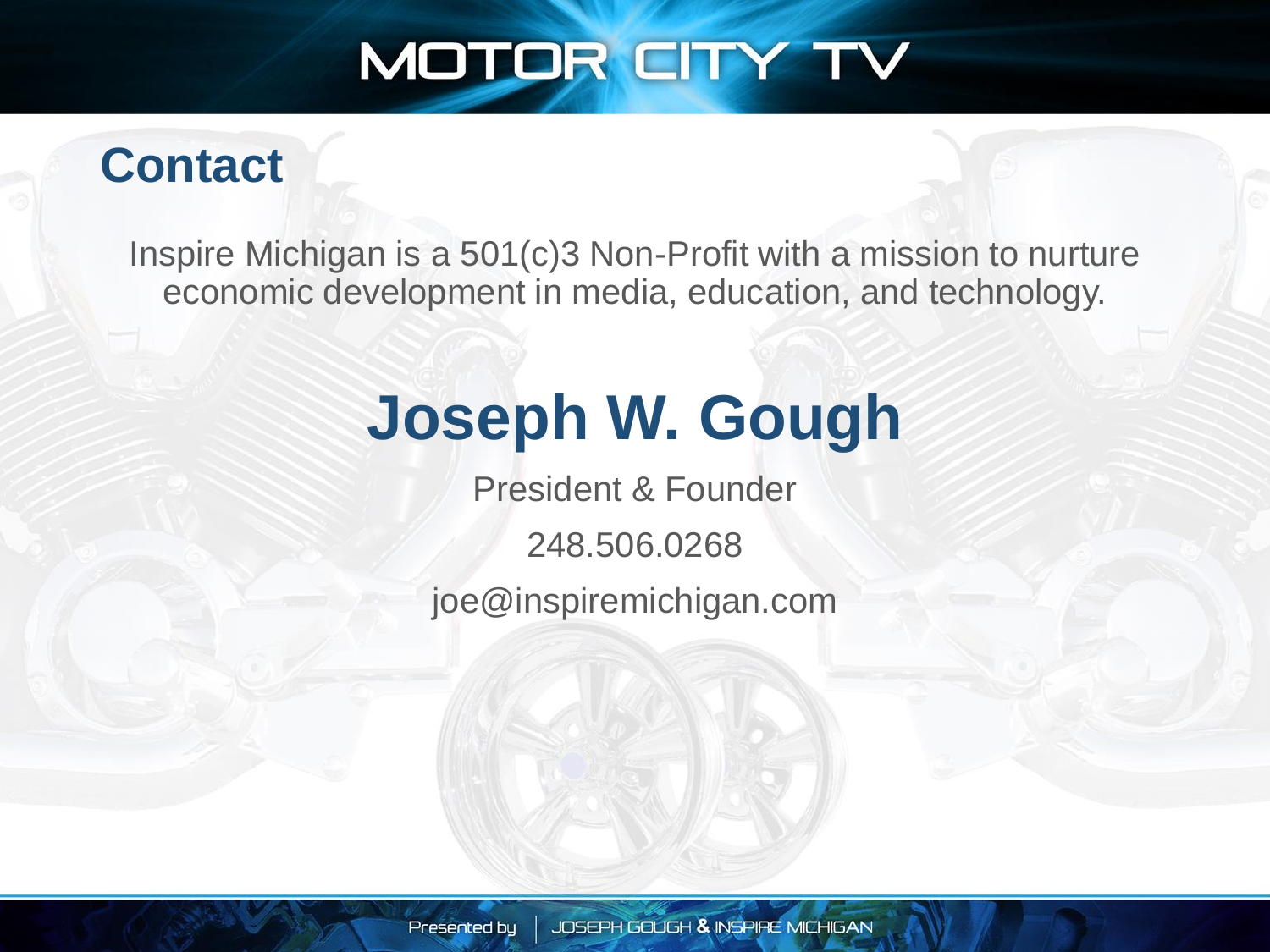# Contact

Inspire Michigan is a 501(c)3 Non-Profit with a mission to nurture economic development in media, education, and technology.

## Joseph W. Gough

President & Founder

248.506.0268

joe@inspiremichigan.com